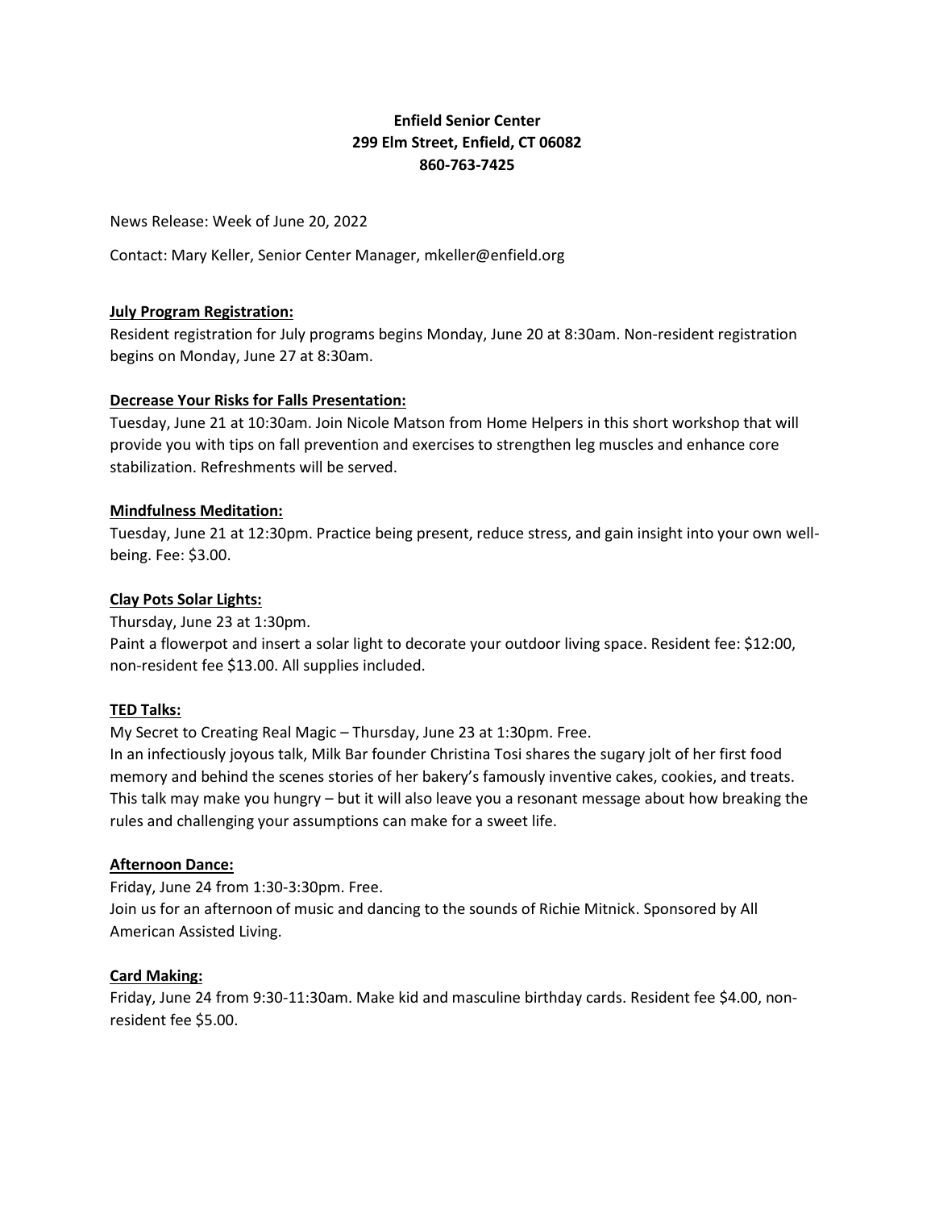**Enfield Senior Center**
**299 Elm Street, Enfield, CT 06082**
**860-763-7425**

News Release: Week of June 20, 2022

Contact: Mary Keller, Senior Center Manager, mkeller@enfield.org

**<u>July Program Registration:</u>**
Resident registration for July programs begins Monday, June 20 at 8:30am. Non-resident registration begins on Monday, June 27 at 8:30am.

**<u>Decrease Your Risks for Falls Presentation:</u>**
Tuesday, June 21 at 10:30am. Join Nicole Matson from Home Helpers in this short workshop that will provide you with tips on fall prevention and exercises to strengthen leg muscles and enhance core stabilization. Refreshments will be served.

**<u>Mindfulness Meditation:</u>**
Tuesday, June 21 at 12:30pm. Practice being present, reduce stress, and gain insight into your own well-being. Fee: $3.00.

**<u>Clay Pots Solar Lights:</u>**
Thursday, June 23 at 1:30pm.
Paint a flowerpot and insert a solar light to decorate your outdoor living space. Resident fee: $12:00, non-resident fee $13.00. All supplies included.

**<u>TED Talks:</u>**
My Secret to Creating Real Magic – Thursday, June 23 at 1:30pm. Free.
In an infectiously joyous talk, Milk Bar founder Christina Tosi shares the sugary jolt of her first food memory and behind the scenes stories of her bakery's famously inventive cakes, cookies, and treats. This talk may make you hungry – but it will also leave you a resonant message about how breaking the rules and challenging your assumptions can make for a sweet life.

**<u>Afternoon Dance:</u>**
Friday, June 24 from 1:30-3:30pm. Free.
Join us for an afternoon of music and dancing to the sounds of Richie Mitnick. Sponsored by All American Assisted Living.

**<u>Card Making:</u>**
Friday, June 24 from 9:30-11:30am. Make kid and masculine birthday cards. Resident fee $4.00, non-resident fee $5.00.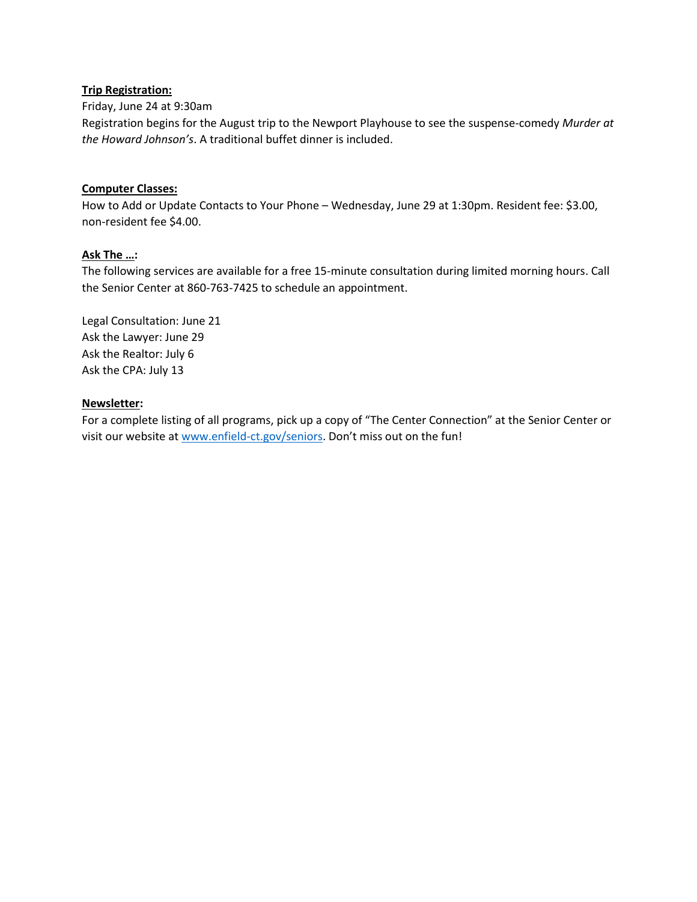**Trip Registration:**

Friday, June 24 at 9:30am

Registration begins for the August trip to the Newport Playhouse to see the suspense-comedy *Murder at the Howard Johnson's*. A traditional buffet dinner is included.

**Computer Classes:**

How to Add or Update Contacts to Your Phone – Wednesday, June 29 at 1:30pm. Resident fee: $3.00, non-resident fee $4.00.

**Ask The …:**

The following services are available for a free 15-minute consultation during limited morning hours. Call the Senior Center at 860-763-7425 to schedule an appointment.

Legal Consultation: June 21
Ask the Lawyer: June 29
Ask the Realtor: July 6
Ask the CPA: July 13

**Newsletter:**

For a complete listing of all programs, pick up a copy of "The Center Connection" at the Senior Center or visit our website at [www.enfield-ct.gov/seniors](www.enfield-ct.gov/seniors). Don't miss out on the fun!